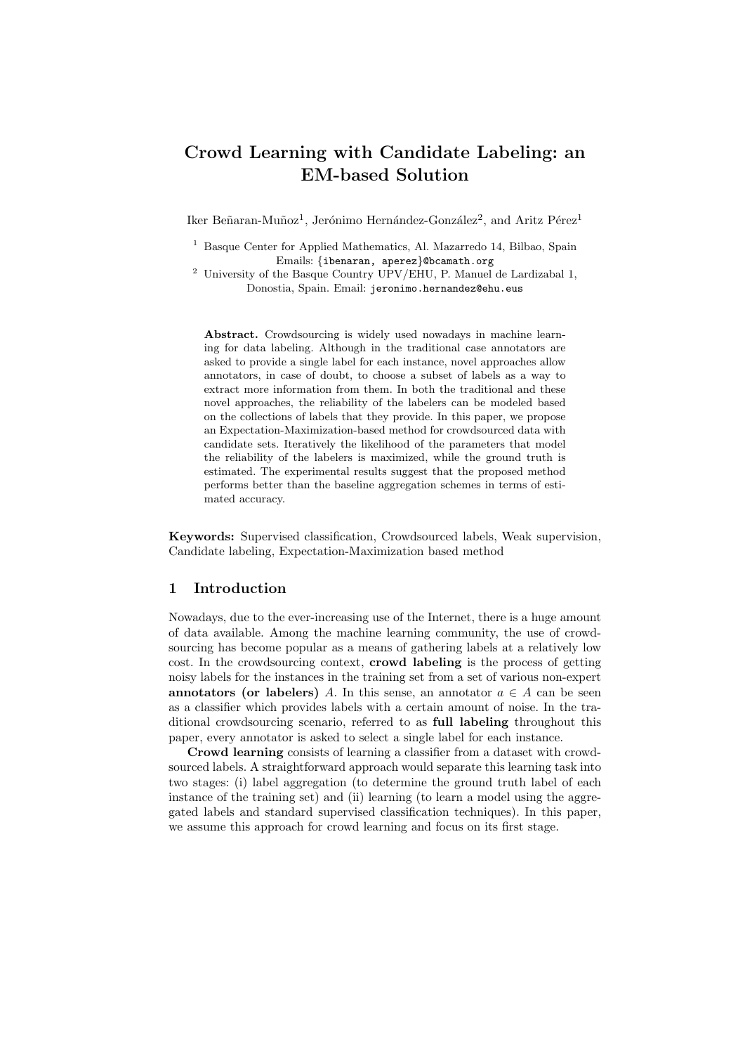# Crowd Learning with Candidate Labeling: an EM-based Solution

Iker Beñaran-Muñoz[1], Jerónimo Hernández-González[2], and Aritz Pérez[1]

[1] Basque Center for Applied Mathematics, Al. Mazarredo 14, Bilbao, Spain
Emails: {ibenaran, aperez}@bcamath.org

[2] University of the Basque Country UPV/EHU, P. Manuel de Lardizabal 1, Donostia, Spain. Email: jeronimo.hernandez@ehu.eus

**Abstract.** Crowdsourcing is widely used nowadays in machine learning for data labeling. Although in the traditional case annotators are asked to provide a single label for each instance, novel approaches allow annotators, in case of doubt, to choose a subset of labels as a way to extract more information from them. In both the traditional and these novel approaches, the reliability of the labelers can be modeled based on the collections of labels that they provide. In this paper, we propose an Expectation-Maximization-based method for crowdsourced data with candidate sets. Iteratively the likelihood of the parameters that model the reliability of the labelers is maximized, while the ground truth is estimated. The experimental results suggest that the proposed method performs better than the baseline aggregation schemes in terms of estimated accuracy.

**Keywords:** Supervised classification, Crowdsourced labels, Weak supervision, Candidate labeling, Expectation-Maximization based method

## 1 Introduction

Nowadays, due to the ever-increasing use of the Internet, there is a huge amount of data available. Among the machine learning community, the use of crowdsourcing has become popular as a means of gathering labels at a relatively low cost. In the crowdsourcing context, **crowd labeling** is the process of getting noisy labels for the instances in the training set from a set of various non-expert **annotators (or labelers)** $A$. In this sense, an annotator $a \in A$ can be seen as a classifier which provides labels with a certain amount of noise. In the traditional crowdsourcing scenario, referred to as **full labeling** throughout this paper, every annotator is asked to select a single label for each instance.

**Crowd learning** consists of learning a classifier from a dataset with crowdsourced labels. A straightforward approach would separate this learning task into two stages: (i) label aggregation (to determine the ground truth label of each instance of the training set) and (ii) learning (to learn a model using the aggregated labels and standard supervised classification techniques). In this paper, we assume this approach for crowd learning and focus on its first stage.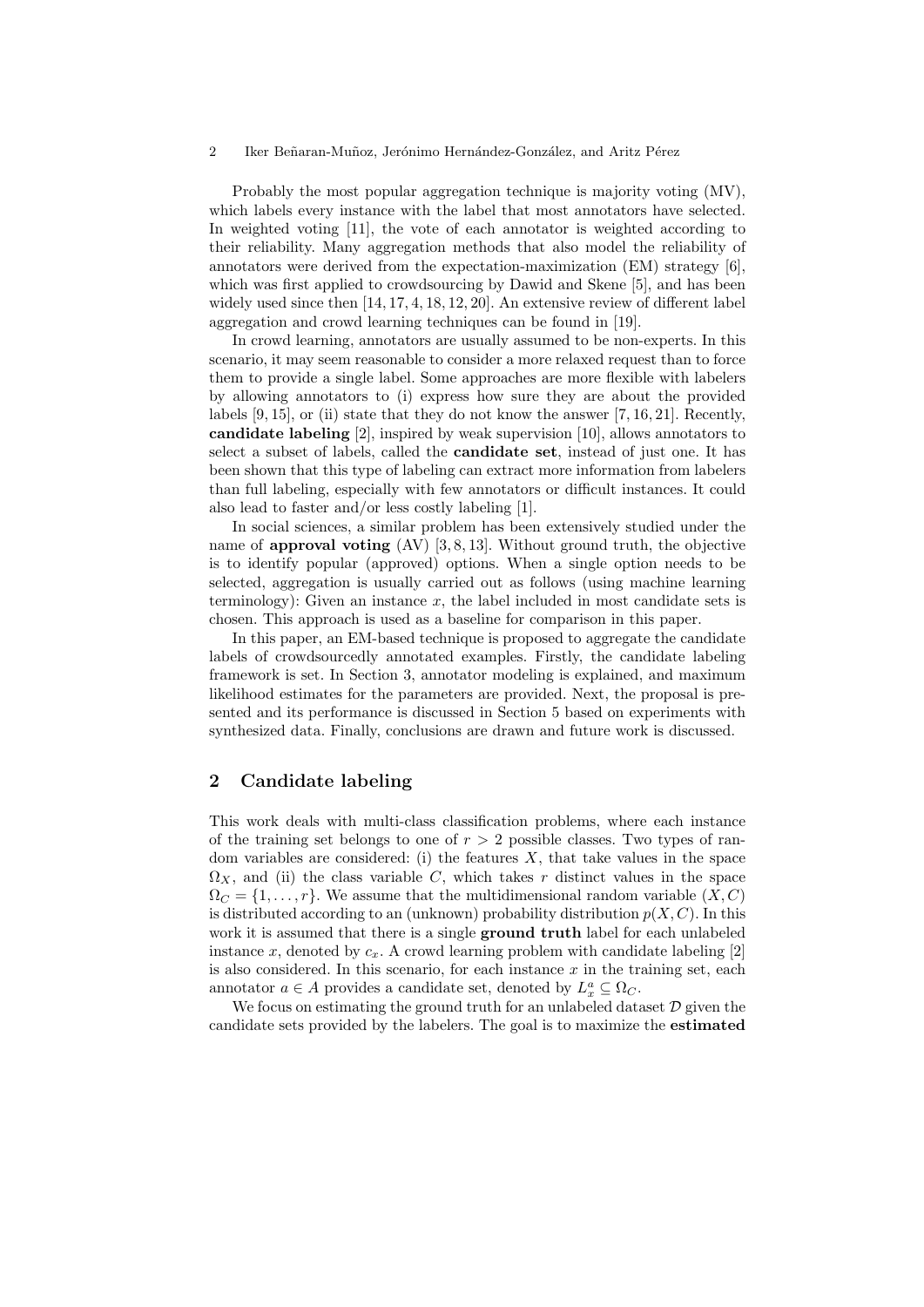Probably the most popular aggregation technique is majority voting (MV), which labels every instance with the label that most annotators have selected. In weighted voting [11], the vote of each annotator is weighted according to their reliability. Many aggregation methods that also model the reliability of annotators were derived from the expectation-maximization (EM) strategy [6], which was first applied to crowdsourcing by Dawid and Skene [5], and has been widely used since then [14, 17, 4, 18, 12, 20]. An extensive review of different label aggregation and crowd learning techniques can be found in [19].

In crowd learning, annotators are usually assumed to be non-experts. In this scenario, it may seem reasonable to consider a more relaxed request than to force them to provide a single label. Some approaches are more flexible with labelers by allowing annotators to (i) express how sure they are about the provided labels [9, 15], or (ii) state that they do not know the answer [7, 16, 21]. Recently, **candidate labeling** [2], inspired by weak supervision [10], allows annotators to select a subset of labels, called the **candidate set**, instead of just one. It has been shown that this type of labeling can extract more information from labelers than full labeling, especially with few annotators or difficult instances. It could also lead to faster and/or less costly labeling [1].

In social sciences, a similar problem has been extensively studied under the name of **approval voting** (AV) [3, 8, 13]. Without ground truth, the objective is to identify popular (approved) options. When a single option needs to be selected, aggregation is usually carried out as follows (using machine learning terminology): Given an instance $x$, the label included in most candidate sets is chosen. This approach is used as a baseline for comparison in this paper.

In this paper, an EM-based technique is proposed to aggregate the candidate labels of crowdsourcedly annotated examples. Firstly, the candidate labeling framework is set. In Section 3, annotator modeling is explained, and maximum likelihood estimates for the parameters are provided. Next, the proposal is presented and its performance is discussed in Section 5 based on experiments with synthesized data. Finally, conclusions are drawn and future work is discussed.

## 2 Candidate labeling

This work deals with multi-class classification problems, where each instance of the training set belongs to one of $r > 2$ possible classes. Two types of random variables are considered: (i) the features $X$, that take values in the space $\Omega_X$, and (ii) the class variable $C$, which takes $r$ distinct values in the space $\Omega_C = \{1, \dots, r\}$. We assume that the multidimensional random variable $(X, C)$ is distributed according to an (unknown) probability distribution $p(X, C)$. In this work it is assumed that there is a single **ground truth** label for each unlabeled instance $x$, denoted by $c_x$. A crowd learning problem with candidate labeling [2] is also considered. In this scenario, for each instance $x$ in the training set, each annotator $a \in A$ provides a candidate set, denoted by $L_x^a \subseteq \Omega_C$.

We focus on estimating the ground truth for an unlabeled dataset $\mathcal{D}$ given the candidate sets provided by the labelers. The goal is to maximize the **estimated**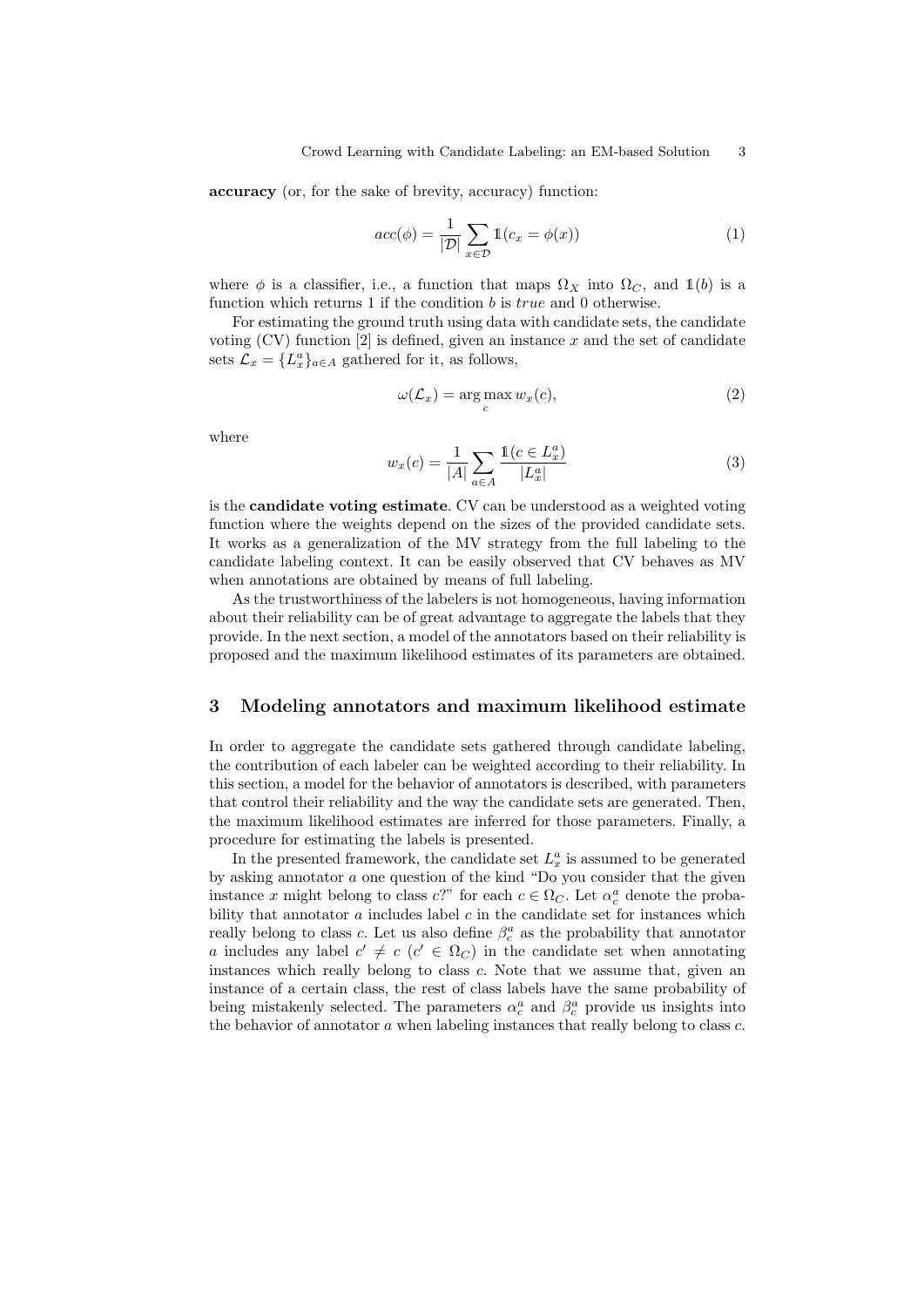**accuracy** (or, for the sake of brevity, accuracy) function:

$$acc(\phi) = \frac{1}{|\mathcal{D}|} \sum_{x \in \mathcal{D}} \mathbb{1}(c_x = \phi(x)) \tag{1}$$

where $\phi$ is a classifier, i.e., a function that maps $\Omega_X$ into $\Omega_C$, and $\mathbb{1}(b)$ is a function which returns 1 if the condition $b$ is *true* and 0 otherwise.

For estimating the ground truth using data with candidate sets, the candidate voting (CV) function [2] is defined, given an instance $x$ and the set of candidate sets $\mathcal{L}_x = \{L_x^a\}_{a \in A}$ gathered for it, as follows,

$$\omega(\mathcal{L}_x) = \arg\max_c w_x(c), \tag{2}$$

where

$$w_x(c) = \frac{1}{|A|} \sum_{a \in A} \frac{\mathbb{1}(c \in L_x^a)}{|L_x^a|} \tag{3}$$

is the **candidate voting estimate**. CV can be understood as a weighted voting function where the weights depend on the sizes of the provided candidate sets. It works as a generalization of the MV strategy from the full labeling to the candidate labeling context. It can be easily observed that CV behaves as MV when annotations are obtained by means of full labeling.

As the trustworthiness of the labelers is not homogeneous, having information about their reliability can be of great advantage to aggregate the labels that they provide. In the next section, a model of the annotators based on their reliability is proposed and the maximum likelihood estimates of its parameters are obtained.

## 3 Modeling annotators and maximum likelihood estimate

In order to aggregate the candidate sets gathered through candidate labeling, the contribution of each labeler can be weighted according to their reliability. In this section, a model for the behavior of annotators is described, with parameters that control their reliability and the way the candidate sets are generated. Then, the maximum likelihood estimates are inferred for those parameters. Finally, a procedure for estimating the labels is presented.

In the presented framework, the candidate set $L_x^a$ is assumed to be generated by asking annotator $a$ one question of the kind "Do you consider that the given instance $x$ might belong to class $c$?" for each $c \in \Omega_C$. Let $\alpha_c^a$ denote the probability that annotator $a$ includes label $c$ in the candidate set for instances which really belong to class $c$. Let us also define $\beta_c^a$ as the probability that annotator $a$ includes any label $c' \neq c$ ($c' \in \Omega_C$) in the candidate set when annotating instances which really belong to class $c$. Note that we assume that, given an instance of a certain class, the rest of class labels have the same probability of being mistakenly selected. The parameters $\alpha_c^a$ and $\beta_c^a$ provide us insights into the behavior of annotator $a$ when labeling instances that really belong to class $c$.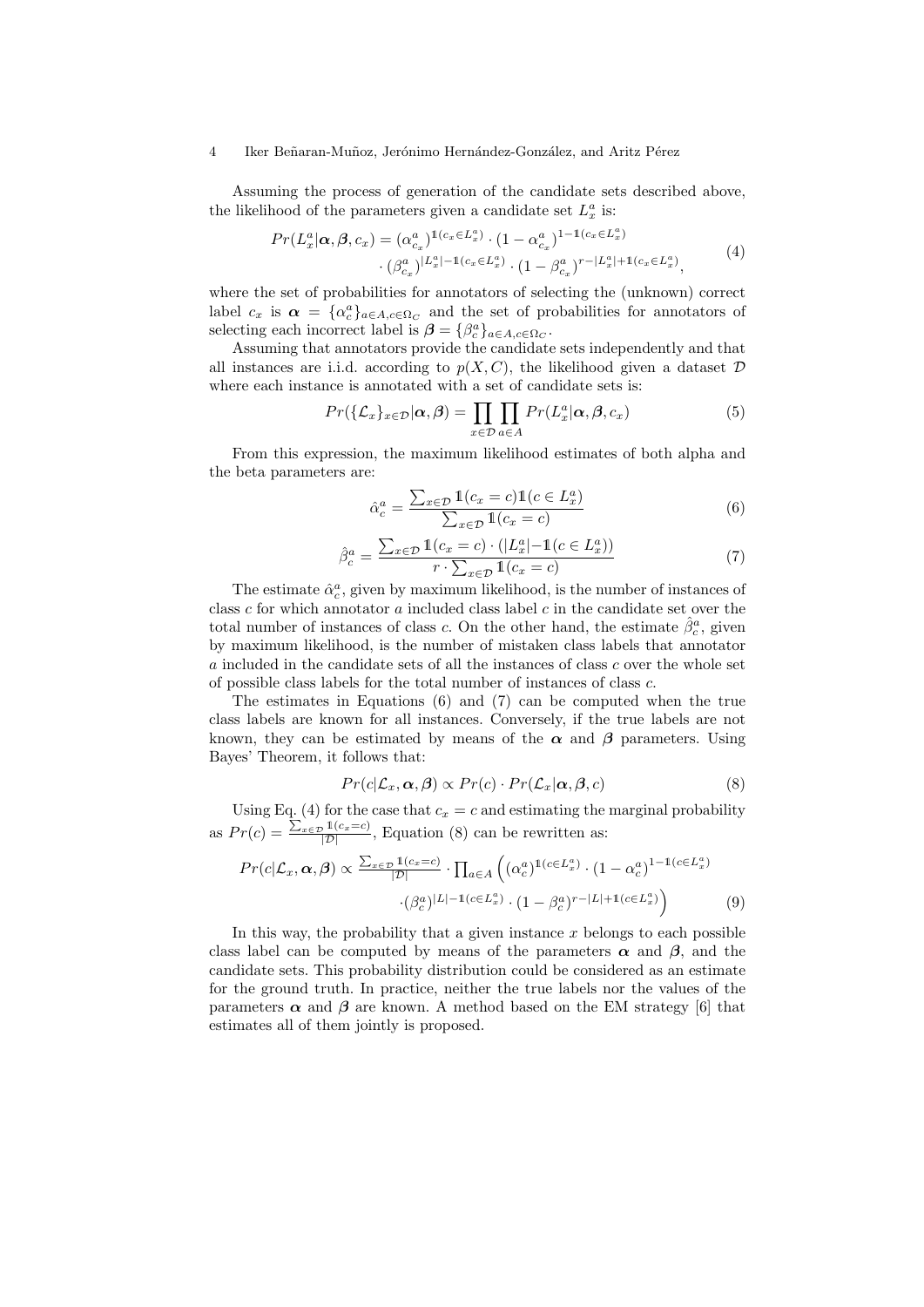Assuming the process of generation of the candidate sets described above, the likelihood of the parameters given a candidate set $L_x^a$ is:

$$
\begin{aligned}
Pr(L_x^a|\boldsymbol{\alpha},\boldsymbol{\beta},c_x) = &(\alpha_{c_x}^a)^{\mathbb{1}(c_x\in L_x^a)} \cdot (1-\alpha_{c_x}^a)^{1-\mathbb{1}(c_x\in L_x^a)} \\
&\cdot (\beta_{c_x}^a)^{|L_x^a|-\mathbb{1}(c_x\in L_x^a)} \cdot (1-\beta_{c_x}^a)^{r-|L_x^a|+\mathbb{1}(c_x\in L_x^a)},
\end{aligned}
\tag{4}
$$

where the set of probabilities for annotators of selecting the (unknown) correct label $c_x$ is $\boldsymbol{\alpha} = \{\alpha_c^a\}_{a\in A, c\in\Omega_C}$ and the set of probabilities for annotators of selecting each incorrect label is $\boldsymbol{\beta} = \{\beta_c^a\}_{a\in A, c\in\Omega_C}$.

Assuming that annotators provide the candidate sets independently and that all instances are i.i.d. according to $p(X,C)$, the likelihood given a dataset $\mathcal{D}$ where each instance is annotated with a set of candidate sets is:

$$
Pr(\{\mathcal{L}_x\}_{x\in\mathcal{D}}|\boldsymbol{\alpha},\boldsymbol{\beta}) = \prod_{x\in\mathcal{D}}\prod_{a\in A} Pr(L_x^a|\boldsymbol{\alpha},\boldsymbol{\beta},c_x) \tag{5}
$$

From this expression, the maximum likelihood estimates of both alpha and the beta parameters are:

$$
\hat{\alpha}_c^a = \frac{\sum_{x\in\mathcal{D}} \mathbb{1}(c_x=c)\mathbb{1}(c\in L_x^a)}{\sum_{x\in\mathcal{D}} \mathbb{1}(c_x=c)} \tag{6}
$$

$$
\hat{\beta}_c^a = \frac{\sum_{x\in\mathcal{D}} \mathbb{1}(c_x=c)\cdot(|L_x^a|-\mathbb{1}(c\in L_x^a))}{r\cdot\sum_{x\in\mathcal{D}} \mathbb{1}(c_x=c)} \tag{7}
$$

The estimate $\hat{\alpha}_c^a$, given by maximum likelihood, is the number of instances of class $c$ for which annotator $a$ included class label $c$ in the candidate set over the total number of instances of class $c$. On the other hand, the estimate $\hat{\beta}_c^a$, given by maximum likelihood, is the number of mistaken class labels that annotator $a$ included in the candidate sets of all the instances of class $c$ over the whole set of possible class labels for the total number of instances of class $c$.

The estimates in Equations (6) and (7) can be computed when the true class labels are known for all instances. Conversely, if the true labels are not known, they can be estimated by means of the $\boldsymbol{\alpha}$ and $\boldsymbol{\beta}$ parameters. Using Bayes' Theorem, it follows that:

$$
Pr(c|\mathcal{L}_x,\boldsymbol{\alpha},\boldsymbol{\beta}) \propto Pr(c)\cdot Pr(\mathcal{L}_x|\boldsymbol{\alpha},\boldsymbol{\beta},c) \tag{8}
$$

Using Eq. (4) for the case that $c_x = c$ and estimating the marginal probability as $Pr(c) = \frac{\sum_{x\in\mathcal{D}}\mathbb{1}(c_x=c)}{|\mathcal{D}|}$, Equation (8) can be rewritten as:

$$
\begin{aligned}
Pr(c|\mathcal{L}_x,\boldsymbol{\alpha},\boldsymbol{\beta}) \propto \frac{\sum_{x\in\mathcal{D}}\mathbb{1}(c_x=c)}{|\mathcal{D}|}\cdot\prod_{a\in A}\Big(&(\alpha_c^a)^{\mathbb{1}(c\in L_x^a)}\cdot(1-\alpha_c^a)^{1-\mathbb{1}(c\in L_x^a)} \\
&\cdot(\beta_c^a)^{|L|-\mathbb{1}(c\in L_x^a)}\cdot(1-\beta_c^a)^{r-|L|+\mathbb{1}(c\in L_x^a)}\Big)
\end{aligned}
\tag{9}
$$

In this way, the probability that a given instance $x$ belongs to each possible class label can be computed by means of the parameters $\boldsymbol{\alpha}$ and $\boldsymbol{\beta}$, and the candidate sets. This probability distribution could be considered as an estimate for the ground truth. In practice, neither the true labels nor the values of the parameters $\boldsymbol{\alpha}$ and $\boldsymbol{\beta}$ are known. A method based on the EM strategy [6] that estimates all of them jointly is proposed.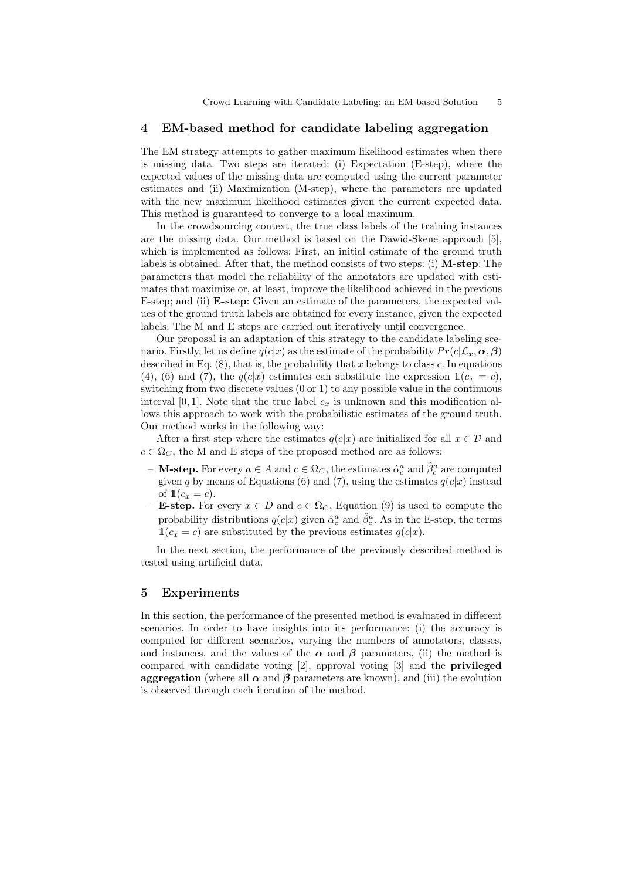## 4 EM-based method for candidate labeling aggregation

The EM strategy attempts to gather maximum likelihood estimates when there is missing data. Two steps are iterated: (i) Expectation (E-step), where the expected values of the missing data are computed using the current parameter estimates and (ii) Maximization (M-step), where the parameters are updated with the new maximum likelihood estimates given the current expected data. This method is guaranteed to converge to a local maximum.

In the crowdsourcing context, the true class labels of the training instances are the missing data. Our method is based on the Dawid-Skene approach [5], which is implemented as follows: First, an initial estimate of the ground truth labels is obtained. After that, the method consists of two steps: (i) **M-step**: The parameters that model the reliability of the annotators are updated with estimates that maximize or, at least, improve the likelihood achieved in the previous E-step; and (ii) **E-step**: Given an estimate of the parameters, the expected values of the ground truth labels are obtained for every instance, given the expected labels. The M and E steps are carried out iteratively until convergence.

Our proposal is an adaptation of this strategy to the candidate labeling scenario. Firstly, let us define $q(c|x)$ as the estimate of the probability $Pr(c|\mathcal{L}_x, \boldsymbol{\alpha}, \boldsymbol{\beta})$ described in Eq. (8), that is, the probability that $x$ belongs to class $c$. In equations (4), (6) and (7), the $q(c|x)$ estimates can substitute the expression $\mathbb{1}(c_x = c)$, switching from two discrete values (0 or 1) to any possible value in the continuous interval $[0, 1]$. Note that the true label $c_x$ is unknown and this modification allows this approach to work with the probabilistic estimates of the ground truth. Our method works in the following way:

After a first step where the estimates $q(c|x)$ are initialized for all $x \in \mathcal{D}$ and $c \in \Omega_C$, the M and E steps of the proposed method are as follows:

- **M-step.** For every $a \in A$ and $c \in \Omega_C$, the estimates $\hat{\alpha}_c^a$ and $\hat{\beta}_c^a$ are computed given $q$ by means of Equations (6) and (7), using the estimates $q(c|x)$ instead of $\mathbb{1}(c_x = c)$.
- **E-step.** For every $x \in D$ and $c \in \Omega_C$, Equation (9) is used to compute the probability distributions $q(c|x)$ given $\hat{\alpha}_c^a$ and $\hat{\beta}_c^a$. As in the E-step, the terms $\mathbb{1}(c_x = c)$ are substituted by the previous estimates $q(c|x)$.

In the next section, the performance of the previously described method is tested using artificial data.

## 5 Experiments

In this section, the performance of the presented method is evaluated in different scenarios. In order to have insights into its performance: (i) the accuracy is computed for different scenarios, varying the numbers of annotators, classes, and instances, and the values of the $\boldsymbol{\alpha}$ and $\boldsymbol{\beta}$ parameters, (ii) the method is compared with candidate voting [2], approval voting [3] and the **privileged aggregation** (where all $\boldsymbol{\alpha}$ and $\boldsymbol{\beta}$ parameters are known), and (iii) the evolution is observed through each iteration of the method.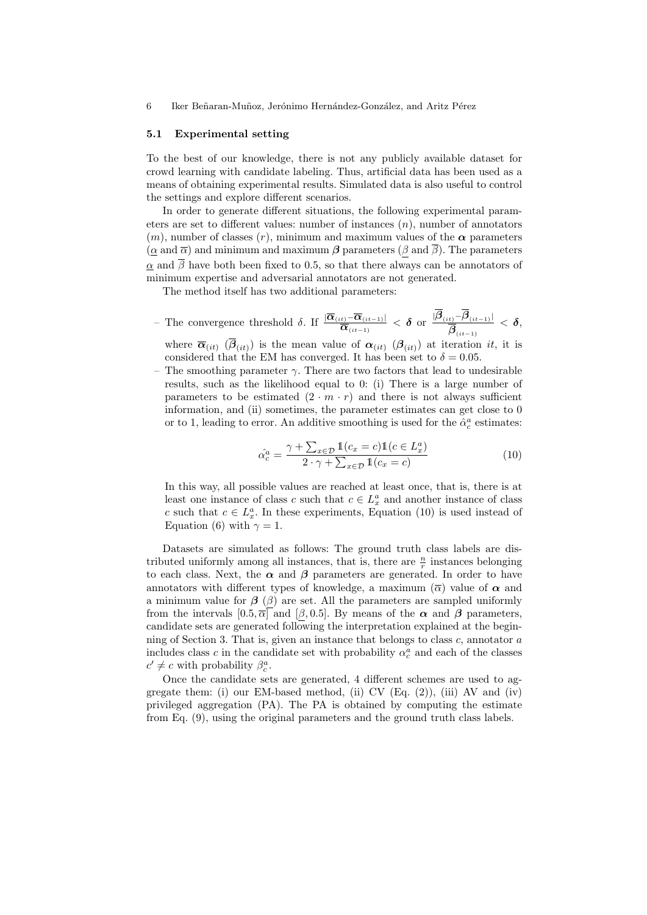### 5.1 Experimental setting

To the best of our knowledge, there is not any publicly available dataset for crowd learning with candidate labeling. Thus, artificial data has been used as a means of obtaining experimental results. Simulated data is also useful to control the settings and explore different scenarios.

In order to generate different situations, the following experimental parameters are set to different values: number of instances ($n$), number of annotators ($m$), number of classes ($r$), minimum and maximum values of the $\boldsymbol{\alpha}$ parameters ($\underline{\alpha}$ and $\overline{\alpha}$) and minimum and maximum $\boldsymbol{\beta}$ parameters ($\underline{\beta}$ and $\overline{\beta}$). The parameters $\underline{\alpha}$ and $\overline{\beta}$ have both been fixed to 0.5, so that there always can be annotators of minimum expertise and adversarial annotators are not generated.

The method itself has two additional parameters:

- The convergence threshold $\delta$. If $\frac{|\overline{\boldsymbol{\alpha}}_{(it)}-\overline{\boldsymbol{\alpha}}_{(it-1)}|}{\overline{\boldsymbol{\alpha}}_{(it-1)}} < \boldsymbol{\delta}$ or $\frac{|\overline{\boldsymbol{\beta}}_{(it)}-\overline{\boldsymbol{\beta}}_{(it-1)}|}{\overline{\boldsymbol{\beta}}_{(it-1)}} < \boldsymbol{\delta}$, where $\overline{\boldsymbol{\alpha}}_{(it)}$ ($\overline{\boldsymbol{\beta}}_{(it)}$) is the mean value of $\boldsymbol{\alpha}_{(it)}$ ($\boldsymbol{\beta}_{(it)}$) at iteration $it$, it is considered that the EM has converged. It has been set to $\delta = 0.05$.
- The smoothing parameter $\gamma$. There are two factors that lead to undesirable results, such as the likelihood equal to 0: (i) There is a large number of parameters to be estimated ($2 \cdot m \cdot r$) and there is not always sufficient information, and (ii) sometimes, the parameter estimates can get close to 0 or to 1, leading to error. An additive smoothing is used for the $\hat{\alpha}_c^a$ estimates:

$$\hat{\alpha_c^a} = \frac{\gamma + \sum_{x\in\mathcal{D}} \mathbb{1}(c_x = c)\mathbb{1}(c \in L_x^a)}{2 \cdot \gamma + \sum_{x\in\mathcal{D}} \mathbb{1}(c_x = c)} \tag{10}$$

  In this way, all possible values are reached at least once, that is, there is at least one instance of class $c$ such that $c \in L_x^a$ and another instance of class $c$ such that $c \in L_x^a$. In these experiments, Equation (10) is used instead of Equation (6) with $\gamma = 1$.

Datasets are simulated as follows: The ground truth class labels are distributed uniformly among all instances, that is, there are $\frac{n}{r}$ instances belonging to each class. Next, the $\boldsymbol{\alpha}$ and $\boldsymbol{\beta}$ parameters are generated. In order to have annotators with different types of knowledge, a maximum ($\overline{\alpha}$) value of $\boldsymbol{\alpha}$ and a minimum value for $\boldsymbol{\beta}$ ($\underline{\beta}$) are set. All the parameters are sampled uniformly from the intervals $[0.5, \overline{\alpha}]$ and $[\underline{\beta}, 0.5]$. By means of the $\boldsymbol{\alpha}$ and $\boldsymbol{\beta}$ parameters, candidate sets are generated following the interpretation explained at the beginning of Section 3. That is, given an instance that belongs to class $c$, annotator $a$ includes class $c$ in the candidate set with probability $\alpha_c^a$ and each of the classes $c' \neq c$ with probability $\beta_c^a$.

Once the candidate sets are generated, 4 different schemes are used to aggregate them: (i) our EM-based method, (ii) CV (Eq. (2)), (iii) AV and (iv) privileged aggregation (PA). The PA is obtained by computing the estimate from Eq. (9), using the original parameters and the ground truth class labels.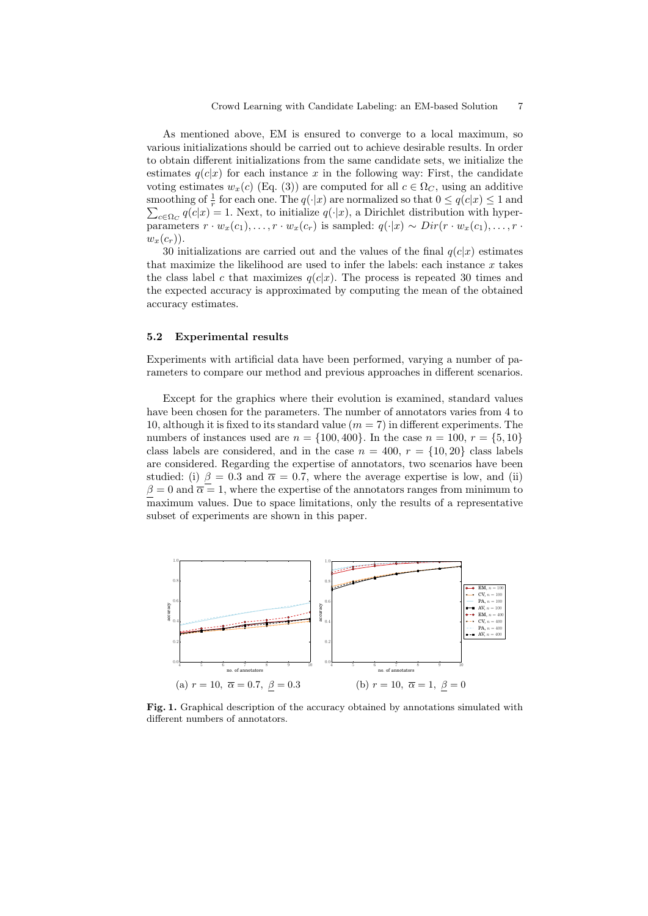As mentioned above, EM is ensured to converge to a local maximum, so various initializations should be carried out to achieve desirable results. In order to obtain different initializations from the same candidate sets, we initialize the estimates $q(c|x)$ for each instance $x$ in the following way: First, the candidate voting estimates $w_x(c)$ (Eq. (3)) are computed for all $c \in \Omega_C$, using an additive smoothing of $\frac{1}{r}$ for each one. The $q(\cdot|x)$ are normalized so that $0 \leq q(c|x) \leq 1$ and $\sum_{c \in \Omega_C} q(c|x) = 1$. Next, to initialize $q(\cdot|x)$, a Dirichlet distribution with hyperparameters $r \cdot w_x(c_1), \ldots, r \cdot w_x(c_r)$ is sampled: $q(\cdot|x) \sim Dir(r \cdot w_x(c_1), \ldots, r \cdot w_x(c_r))$.

30 initializations are carried out and the values of the final $q(c|x)$ estimates that maximize the likelihood are used to infer the labels: each instance $x$ takes the class label $c$ that maximizes $q(c|x)$. The process is repeated 30 times and the expected accuracy is approximated by computing the mean of the obtained accuracy estimates.

### 5.2 Experimental results

Experiments with artificial data have been performed, varying a number of parameters to compare our method and previous approaches in different scenarios.

Except for the graphics where their evolution is examined, standard values have been chosen for the parameters. The number of annotators varies from 4 to 10, although it is fixed to its standard value ($m = 7$) in different experiments. The numbers of instances used are $n = \{100, 400\}$. In the case $n = 100$, $r = \{5, 10\}$ class labels are considered, and in the case $n = 400$, $r = \{10, 20\}$ class labels are considered. Regarding the expertise of annotators, two scenarios have been studied: (i) $\underline{\beta} = 0.3$ and $\overline{\alpha} = 0.7$, where the average expertise is low, and (ii) $\underline{\beta} = 0$ and $\overline{\alpha} = 1$, where the expertise of the annotators ranges from minimum to maximum values. Due to space limitations, only the results of a representative subset of experiments are shown in this paper.

(a) $r = 10,\ \overline{\alpha} = 0.7,\ \underline{\beta} = 0.3$ (b) $r = 10,\ \overline{\alpha} = 1,\ \underline{\beta} = 0$

**Fig. 1.** Graphical description of the accuracy obtained by annotations simulated with different numbers of annotators.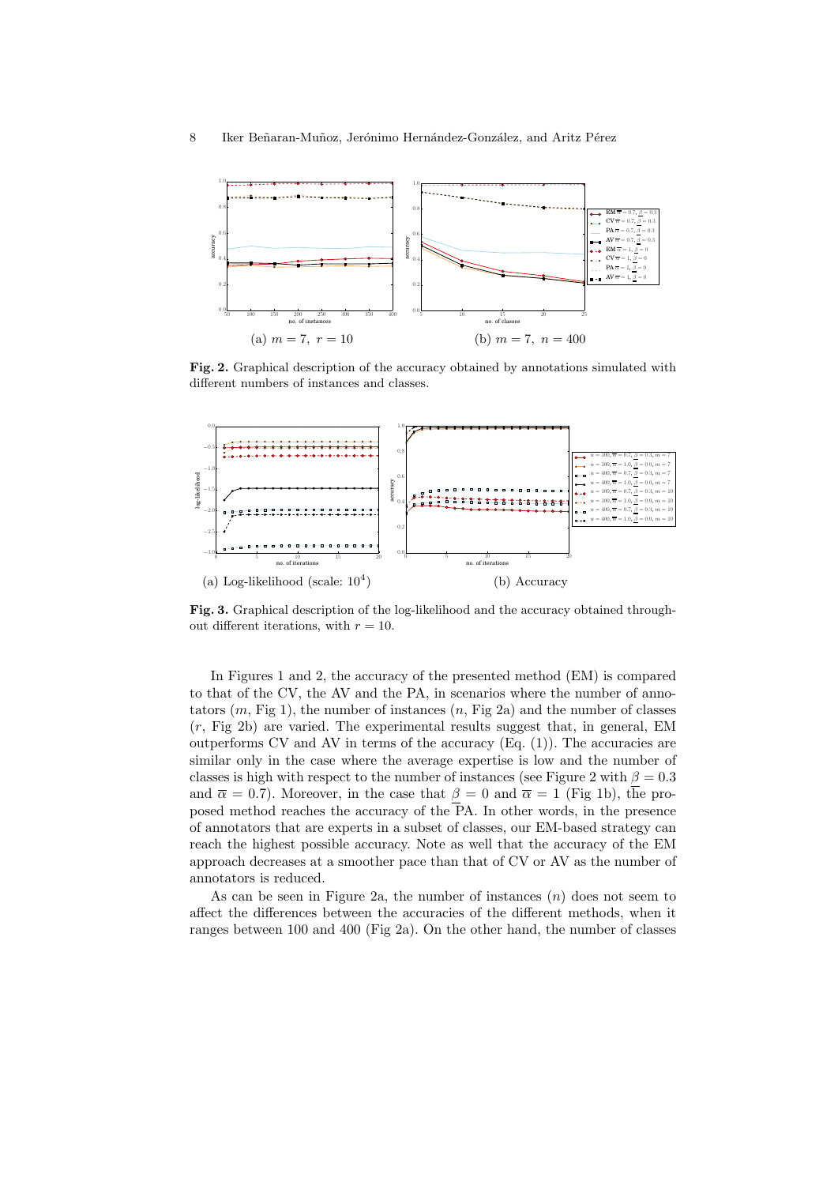(a) $m = 7,\ r = 10$

(b) $m = 7,\ n = 400$

**Fig. 2.** Graphical description of the accuracy obtained by annotations simulated with different numbers of instances and classes.

(a) Log-likelihood (scale: $10^4$)

(b) Accuracy

**Fig. 3.** Graphical description of the log-likelihood and the accuracy obtained throughout different iterations, with $r = 10$.

In Figures 1 and 2, the accuracy of the presented method (EM) is compared to that of the CV, the AV and the PA, in scenarios where the number of annotators ($m$, Fig 1), the number of instances ($n$, Fig 2a) and the number of classes ($r$, Fig 2b) are varied. The experimental results suggest that, in general, EM outperforms CV and AV in terms of the accuracy (Eq. (1)). The accuracies are similar only in the case where the average expertise is low and the number of classes is high with respect to the number of instances (see Figure 2 with $\underline{\beta} = 0.3$ and $\overline{\alpha} = 0.7$). Moreover, in the case that $\underline{\beta} = 0$ and $\overline{\alpha} = 1$ (Fig 1b), the proposed method reaches the accuracy of the PA. In other words, in the presence of annotators that are experts in a subset of classes, our EM-based strategy can reach the highest possible accuracy. Note as well that the accuracy of the EM approach decreases at a smoother pace than that of CV or AV as the number of annotators is reduced.

As can be seen in Figure 2a, the number of instances ($n$) does not seem to affect the differences between the accuracies of the different methods, when it ranges between 100 and 400 (Fig 2a). On the other hand, the number of classes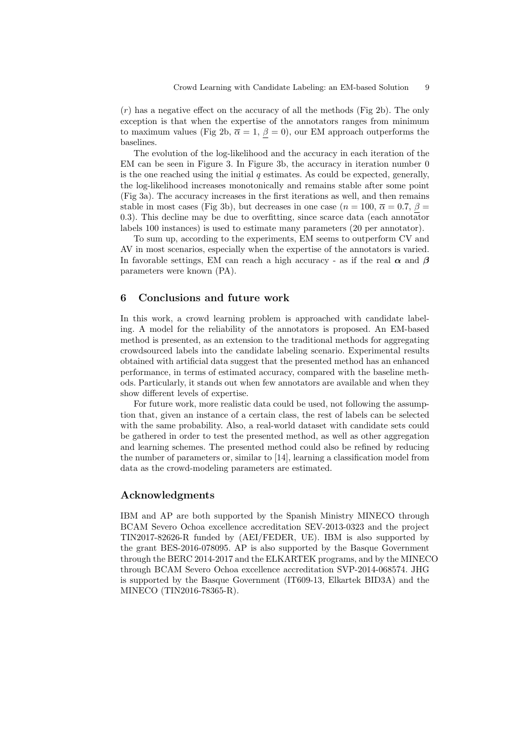($r$) has a negative effect on the accuracy of all the methods (Fig 2b). The only exception is that when the expertise of the annotators ranges from minimum to maximum values (Fig 2b, $\overline{\alpha} = 1$, $\underline{\beta} = 0$), our EM approach outperforms the baselines.

The evolution of the log-likelihood and the accuracy in each iteration of the EM can be seen in Figure 3. In Figure 3b, the accuracy in iteration number 0 is the one reached using the initial $q$ estimates. As could be expected, generally, the log-likelihood increases monotonically and remains stable after some point (Fig 3a). The accuracy increases in the first iterations as well, and then remains stable in most cases (Fig 3b), but decreases in one case ($n = 100$, $\overline{\alpha} = 0.7$, $\underline{\beta} = 0.3$). This decline may be due to overfitting, since scarce data (each annotator labels 100 instances) is used to estimate many parameters (20 per annotator).

To sum up, according to the experiments, EM seems to outperform CV and AV in most scenarios, especially when the expertise of the annotators is varied. In favorable settings, EM can reach a high accuracy - as if the real $\boldsymbol{\alpha}$ and $\boldsymbol{\beta}$ parameters were known (PA).

## 6 Conclusions and future work

In this work, a crowd learning problem is approached with candidate labeling. A model for the reliability of the annotators is proposed. An EM-based method is presented, as an extension to the traditional methods for aggregating crowdsourced labels into the candidate labeling scenario. Experimental results obtained with artificial data suggest that the presented method has an enhanced performance, in terms of estimated accuracy, compared with the baseline methods. Particularly, it stands out when few annotators are available and when they show different levels of expertise.

For future work, more realistic data could be used, not following the assumption that, given an instance of a certain class, the rest of labels can be selected with the same probability. Also, a real-world dataset with candidate sets could be gathered in order to test the presented method, as well as other aggregation and learning schemes. The presented method could also be refined by reducing the number of parameters or, similar to [14], learning a classification model from data as the crowd-modeling parameters are estimated.

## Acknowledgments

IBM and AP are both supported by the Spanish Ministry MINECO through BCAM Severo Ochoa excellence accreditation SEV-2013-0323 and the project TIN2017-82626-R funded by (AEI/FEDER, UE). IBM is also supported by the grant BES-2016-078095. AP is also supported by the Basque Government through the BERC 2014-2017 and the ELKARTEK programs, and by the MINECO through BCAM Severo Ochoa excellence accreditation SVP-2014-068574. JHG is supported by the Basque Government (IT609-13, Elkartek BID3A) and the MINECO (TIN2016-78365-R).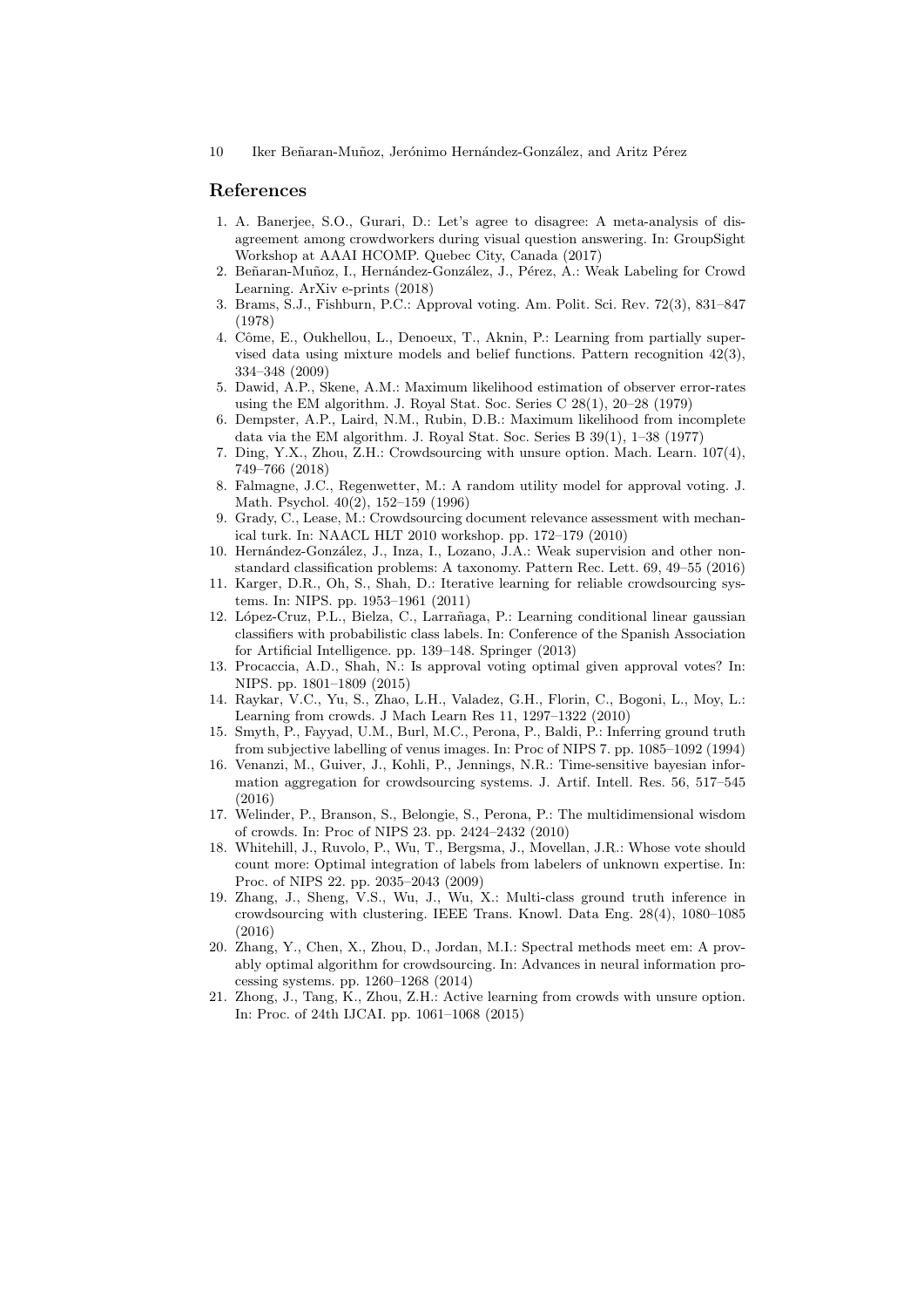## References

1. A. Banerjee, S.O., Gurari, D.: Let's agree to disagree: A meta-analysis of disagreement among crowdworkers during visual question answering. In: GroupSight Workshop at AAAI HCOMP. Quebec City, Canada (2017)
2. Beñaran-Muñoz, I., Hernández-González, J., Pérez, A.: Weak Labeling for Crowd Learning. ArXiv e-prints (2018)
3. Brams, S.J., Fishburn, P.C.: Approval voting. Am. Polit. Sci. Rev. 72(3), 831–847 (1978)
4. Côme, E., Oukhellou, L., Denoeux, T., Aknin, P.: Learning from partially supervised data using mixture models and belief functions. Pattern recognition 42(3), 334–348 (2009)
5. Dawid, A.P., Skene, A.M.: Maximum likelihood estimation of observer error-rates using the EM algorithm. J. Royal Stat. Soc. Series C 28(1), 20–28 (1979)
6. Dempster, A.P., Laird, N.M., Rubin, D.B.: Maximum likelihood from incomplete data via the EM algorithm. J. Royal Stat. Soc. Series B 39(1), 1–38 (1977)
7. Ding, Y.X., Zhou, Z.H.: Crowdsourcing with unsure option. Mach. Learn. 107(4), 749–766 (2018)
8. Falmagne, J.C., Regenwetter, M.: A random utility model for approval voting. J. Math. Psychol. 40(2), 152–159 (1996)
9. Grady, C., Lease, M.: Crowdsourcing document relevance assessment with mechanical turk. In: NAACL HLT 2010 workshop. pp. 172–179 (2010)
10. Hernández-González, J., Inza, I., Lozano, J.A.: Weak supervision and other non-standard classification problems: A taxonomy. Pattern Rec. Lett. 69, 49–55 (2016)
11. Karger, D.R., Oh, S., Shah, D.: Iterative learning for reliable crowdsourcing systems. In: NIPS. pp. 1953–1961 (2011)
12. López-Cruz, P.L., Bielza, C., Larrañaga, P.: Learning conditional linear gaussian classifiers with probabilistic class labels. In: Conference of the Spanish Association for Artificial Intelligence. pp. 139–148. Springer (2013)
13. Procaccia, A.D., Shah, N.: Is approval voting optimal given approval votes? In: NIPS. pp. 1801–1809 (2015)
14. Raykar, V.C., Yu, S., Zhao, L.H., Valadez, G.H., Florin, C., Bogoni, L., Moy, L.: Learning from crowds. J Mach Learn Res 11, 1297–1322 (2010)
15. Smyth, P., Fayyad, U.M., Burl, M.C., Perona, P., Baldi, P.: Inferring ground truth from subjective labelling of venus images. In: Proc of NIPS 7. pp. 1085–1092 (1994)
16. Venanzi, M., Guiver, J., Kohli, P., Jennings, N.R.: Time-sensitive bayesian information aggregation for crowdsourcing systems. J. Artif. Intell. Res. 56, 517–545 (2016)
17. Welinder, P., Branson, S., Belongie, S., Perona, P.: The multidimensional wisdom of crowds. In: Proc of NIPS 23. pp. 2424–2432 (2010)
18. Whitehill, J., Ruvolo, P., Wu, T., Bergsma, J., Movellan, J.R.: Whose vote should count more: Optimal integration of labels from labelers of unknown expertise. In: Proc. of NIPS 22. pp. 2035–2043 (2009)
19. Zhang, J., Sheng, V.S., Wu, J., Wu, X.: Multi-class ground truth inference in crowdsourcing with clustering. IEEE Trans. Knowl. Data Eng. 28(4), 1080–1085 (2016)
20. Zhang, Y., Chen, X., Zhou, D., Jordan, M.I.: Spectral methods meet em: A provably optimal algorithm for crowdsourcing. In: Advances in neural information processing systems. pp. 1260–1268 (2014)
21. Zhong, J., Tang, K., Zhou, Z.H.: Active learning from crowds with unsure option. In: Proc. of 24th IJCAI. pp. 1061–1068 (2015)